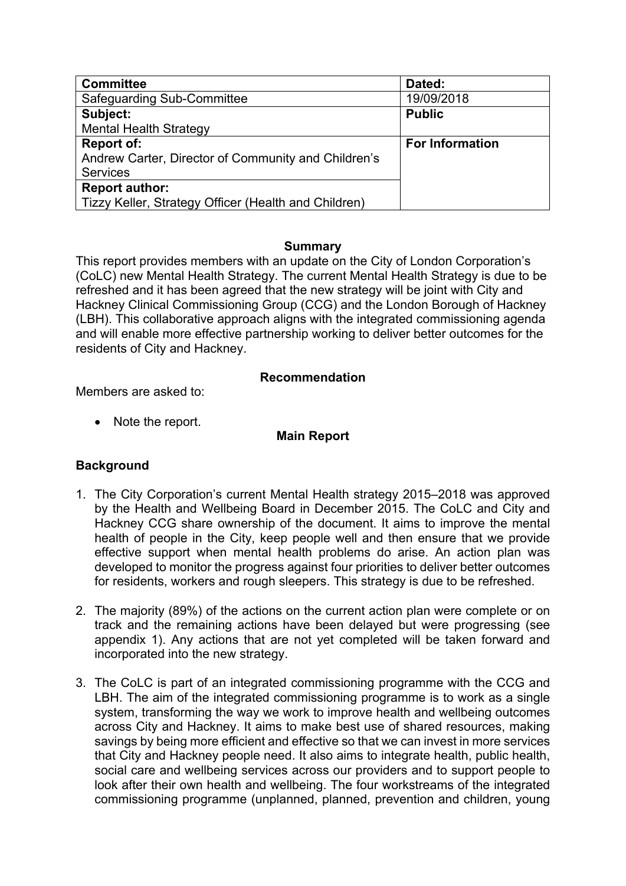| Committee | Dated: |
| --- | --- |
| Safeguarding Sub-Committee | 19/09/2018 |
| **Subject:**<br>Mental Health Strategy | **Public** |
| **Report of:**<br>Andrew Carter, Director of Community and Children's Services | **For Information** |
| **Report author:**<br>Tizzy Keller, Strategy Officer (Health and Children) | |

**Summary**

This report provides members with an update on the City of London Corporation's (CoLC) new Mental Health Strategy. The current Mental Health Strategy is due to be refreshed and it has been agreed that the new strategy will be joint with City and Hackney Clinical Commissioning Group (CCG) and the London Borough of Hackney (LBH). This collaborative approach aligns with the integrated commissioning agenda and will enable more effective partnership working to deliver better outcomes for the residents of City and Hackney.

**Recommendation**

Members are asked to:

- Note the report.

**Main Report**

## Background

1. The City Corporation's current Mental Health strategy 2015–2018 was approved by the Health and Wellbeing Board in December 2015. The CoLC and City and Hackney CCG share ownership of the document. It aims to improve the mental health of people in the City, keep people well and then ensure that we provide effective support when mental health problems do arise. An action plan was developed to monitor the progress against four priorities to deliver better outcomes for residents, workers and rough sleepers. This strategy is due to be refreshed.

2. The majority (89%) of the actions on the current action plan were complete or on track and the remaining actions have been delayed but were progressing (see appendix 1). Any actions that are not yet completed will be taken forward and incorporated into the new strategy.

3. The CoLC is part of an integrated commissioning programme with the CCG and LBH. The aim of the integrated commissioning programme is to work as a single system, transforming the way we work to improve health and wellbeing outcomes across City and Hackney. It aims to make best use of shared resources, making savings by being more efficient and effective so that we can invest in more services that City and Hackney people need. It also aims to integrate health, public health, social care and wellbeing services across our providers and to support people to look after their own health and wellbeing. The four workstreams of the integrated commissioning programme (unplanned, planned, prevention and children, young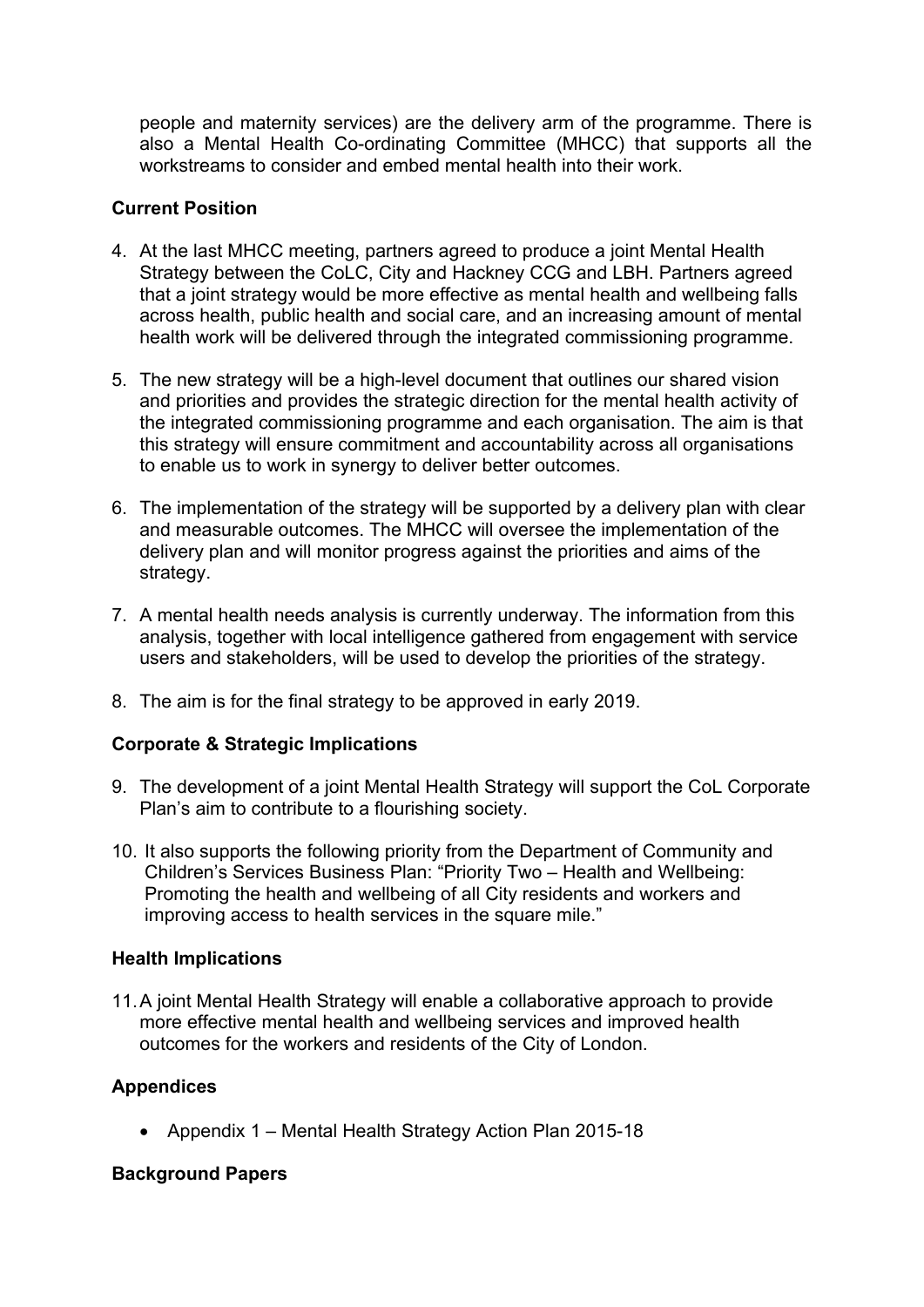people and maternity services) are the delivery arm of the programme. There is also a Mental Health Co-ordinating Committee (MHCC) that supports all the workstreams to consider and embed mental health into their work.

**Current Position**

4. At the last MHCC meeting, partners agreed to produce a joint Mental Health Strategy between the CoLC, City and Hackney CCG and LBH. Partners agreed that a joint strategy would be more effective as mental health and wellbeing falls across health, public health and social care, and an increasing amount of mental health work will be delivered through the integrated commissioning programme.

5. The new strategy will be a high-level document that outlines our shared vision and priorities and provides the strategic direction for the mental health activity of the integrated commissioning programme and each organisation. The aim is that this strategy will ensure commitment and accountability across all organisations to enable us to work in synergy to deliver better outcomes.

6. The implementation of the strategy will be supported by a delivery plan with clear and measurable outcomes. The MHCC will oversee the implementation of the delivery plan and will monitor progress against the priorities and aims of the strategy.

7. A mental health needs analysis is currently underway. The information from this analysis, together with local intelligence gathered from engagement with service users and stakeholders, will be used to develop the priorities of the strategy.

8. The aim is for the final strategy to be approved in early 2019.

**Corporate & Strategic Implications**

9. The development of a joint Mental Health Strategy will support the CoL Corporate Plan's aim to contribute to a flourishing society.

10. It also supports the following priority from the Department of Community and Children's Services Business Plan: "Priority Two – Health and Wellbeing: Promoting the health and wellbeing of all City residents and workers and improving access to health services in the square mile."

**Health Implications**

11. A joint Mental Health Strategy will enable a collaborative approach to provide more effective mental health and wellbeing services and improved health outcomes for the workers and residents of the City of London.

**Appendices**

- Appendix 1 – Mental Health Strategy Action Plan 2015-18

**Background Papers**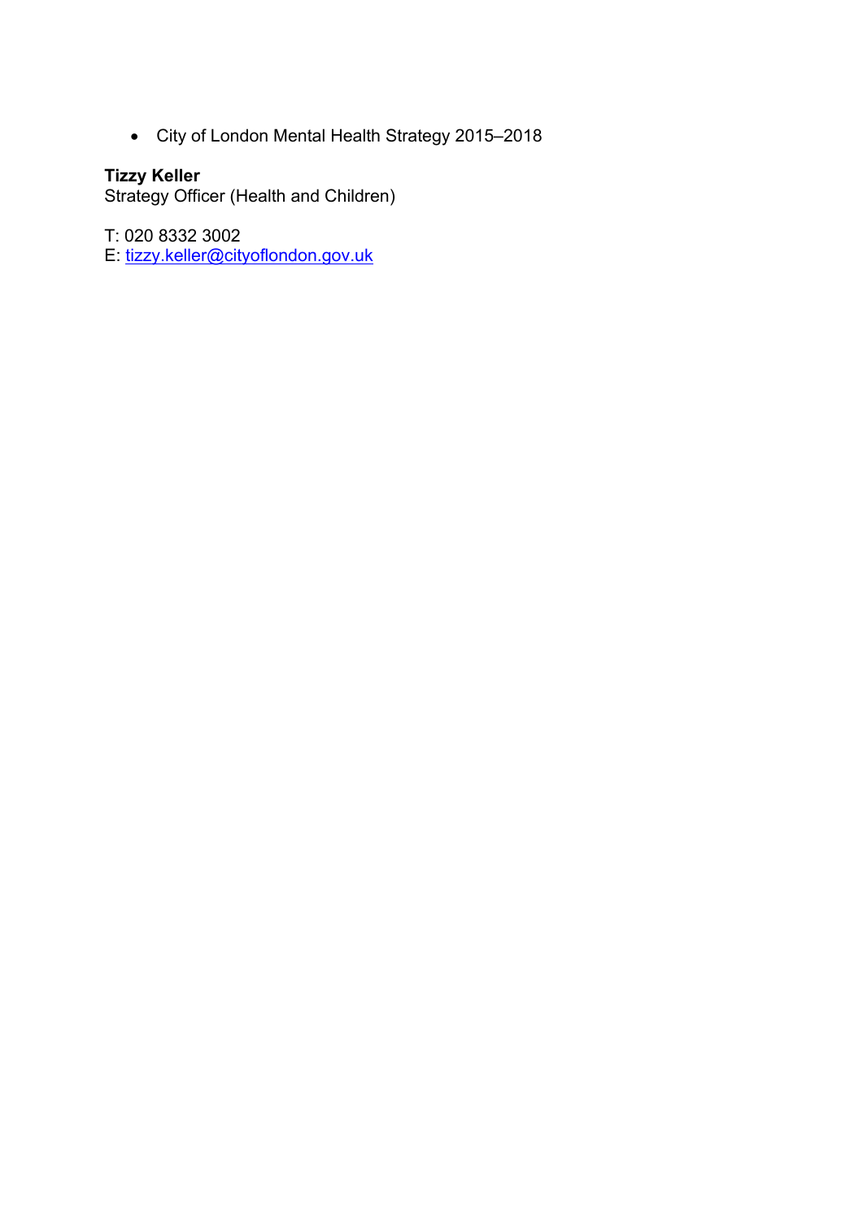- City of London Mental Health Strategy 2015–2018

**Tizzy Keller**
Strategy Officer (Health and Children)

T: 020 8332 3002
E: tizzy.keller@cityoflondon.gov.uk